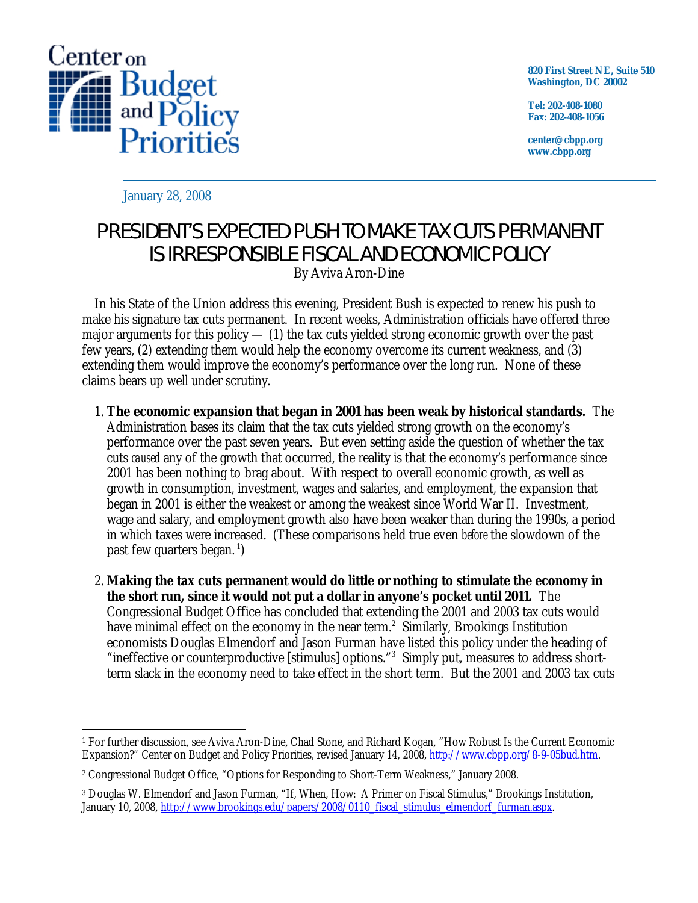January 28, 2008

# PRESIDENT'S EXPECTED PUSH TO MAKE TAX CUTS PERMANENT IS IRRESPONSIBLE FISCAL AND ECONOMIC POLICY

By Aviva Aron-Dine

In his State of the Union address this evening, President Bush is expected to renew his push to make his signature tax cuts permanent. In recent weeks, Administration officials have offered three major arguments for this policy — (1) the tax cuts yielded strong economic growth over the past few years, (2) extending them would help the economy overcome its current weakness, and (3) extending them would improve the economy's performance over the long run. None of these claims bears up well under scrutiny.

1. **The economic expansion that began in 2001 has been weak by historical standards.** The Administration bases its claim that the tax cuts yielded strong growth on the economy's performance over the past seven years. But even setting aside the question of whether the tax cuts *caused* any of the growth that occurred, the reality is that the economy's performance since 2001 has been nothing to brag about. With respect to overall economic growth, as well as growth in consumption, investment, wages and salaries, and employment, the expansion that began in 2001 is either the weakest or among the weakest since World War II. Investment, wage and salary, and employment growth also have been weaker than during the 1990s, a period in which taxes were increased. (These comparisons held true even *before* the slowdown of the past few quarters began.[1])

2. **Making the tax cuts permanent would do little or nothing to stimulate the economy in the short run, since it would not put a dollar in anyone's pocket until 2011.** The Congressional Budget Office has concluded that extending the 2001 and 2003 tax cuts would have minimal effect on the economy in the near term.[2] Similarly, Brookings Institution economists Douglas Elmendorf and Jason Furman have listed this policy under the heading of "ineffective or counterproductive [stimulus] options."[3] Simply put, measures to address short-term slack in the economy need to take effect in the short term. But the 2001 and 2003 tax cuts

---

[1] For further discussion, see Aviva Aron-Dine, Chad Stone, and Richard Kogan, "How Robust Is the Current Economic Expansion?" Center on Budget and Policy Priorities, revised January 14, 2008, http://www.cbpp.org/8-9-05bud.htm.

[2] Congressional Budget Office, "Options for Responding to Short-Term Weakness," January 2008.

[3] Douglas W. Elmendorf and Jason Furman, "If, When, How: A Primer on Fiscal Stimulus," Brookings Institution, January 10, 2008, http://www.brookings.edu/papers/2008/0110_fiscal_stimulus_elmendorf_furman.aspx.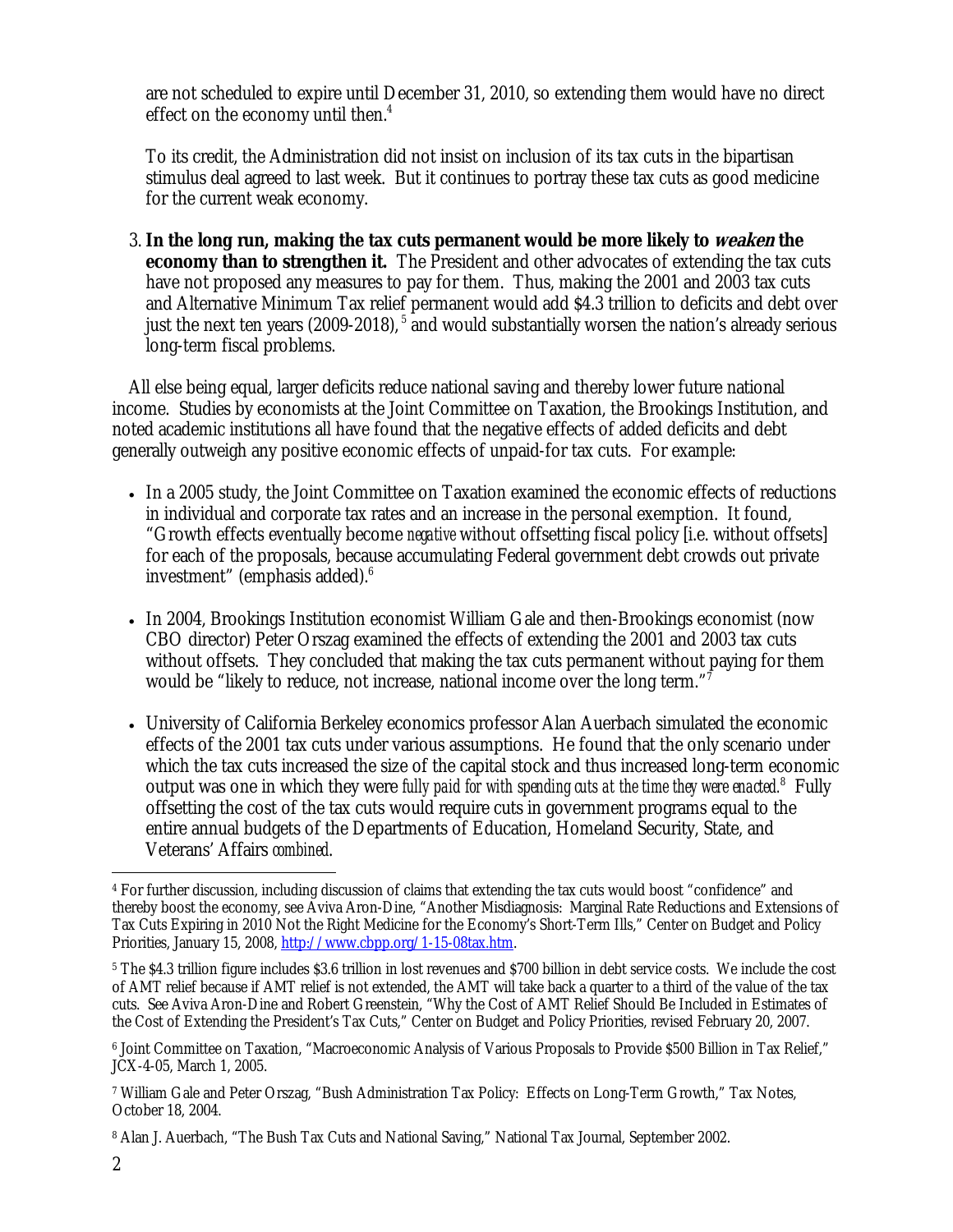are not scheduled to expire until December 31, 2010, so extending them would have no direct effect on the economy until then.[4]

To its credit, the Administration did not insist on inclusion of its tax cuts in the bipartisan stimulus deal agreed to last week. But it continues to portray these tax cuts as good medicine for the current weak economy.

3. **In the long run, making the tax cuts permanent would be more likely to *weaken* the economy than to strengthen it.** The President and other advocates of extending the tax cuts have not proposed any measures to pay for them. Thus, making the 2001 and 2003 tax cuts and Alternative Minimum Tax relief permanent would add $4.3 trillion to deficits and debt over just the next ten years (2009-2018),[5] and would substantially worsen the nation's already serious long-term fiscal problems.

All else being equal, larger deficits reduce national saving and thereby lower future national income. Studies by economists at the Joint Committee on Taxation, the Brookings Institution, and noted academic institutions all have found that the negative effects of added deficits and debt generally outweigh any positive economic effects of unpaid-for tax cuts. For example:

- In a 2005 study, the Joint Committee on Taxation examined the economic effects of reductions in individual and corporate tax rates and an increase in the personal exemption. It found, "Growth effects eventually become *negative* without offsetting fiscal policy [i.e. without offsets] for each of the proposals, because accumulating Federal government debt crowds out private investment" (emphasis added).[6]

- In 2004, Brookings Institution economist William Gale and then-Brookings economist (now CBO director) Peter Orszag examined the effects of extending the 2001 and 2003 tax cuts without offsets. They concluded that making the tax cuts permanent without paying for them would be "likely to reduce, not increase, national income over the long term."[7]

- University of California Berkeley economics professor Alan Auerbach simulated the economic effects of the 2001 tax cuts under various assumptions. He found that the only scenario under which the tax cuts increased the size of the capital stock and thus increased long-term economic output was one in which they were *fully paid for with spending cuts at the time they were enacted.*[8] Fully offsetting the cost of the tax cuts would require cuts in government programs equal to the entire annual budgets of the Departments of Education, Homeland Security, State, and Veterans' Affairs *combined*.

---

[4] For further discussion, including discussion of claims that extending the tax cuts would boost "confidence" and thereby boost the economy, see Aviva Aron-Dine, "Another Misdiagnosis: Marginal Rate Reductions and Extensions of Tax Cuts Expiring in 2010 Not the Right Medicine for the Economy's Short-Term Ills," Center on Budget and Policy Priorities, January 15, 2008, http://www.cbpp.org/1-15-08tax.htm.

[5] The $4.3 trillion figure includes $3.6 trillion in lost revenues and $700 billion in debt service costs. We include the cost of AMT relief because if AMT relief is not extended, the AMT will take back a quarter to a third of the value of the tax cuts. See Aviva Aron-Dine and Robert Greenstein, "Why the Cost of AMT Relief Should Be Included in Estimates of the Cost of Extending the President's Tax Cuts," Center on Budget and Policy Priorities, revised February 20, 2007.

[6] Joint Committee on Taxation, "Macroeconomic Analysis of Various Proposals to Provide $500 Billion in Tax Relief," JCX-4-05, March 1, 2005.

[7] William Gale and Peter Orszag, "Bush Administration Tax Policy: Effects on Long-Term Growth," Tax Notes, October 18, 2004.

[8] Alan J. Auerbach, "The Bush Tax Cuts and National Saving," National Tax Journal, September 2002.